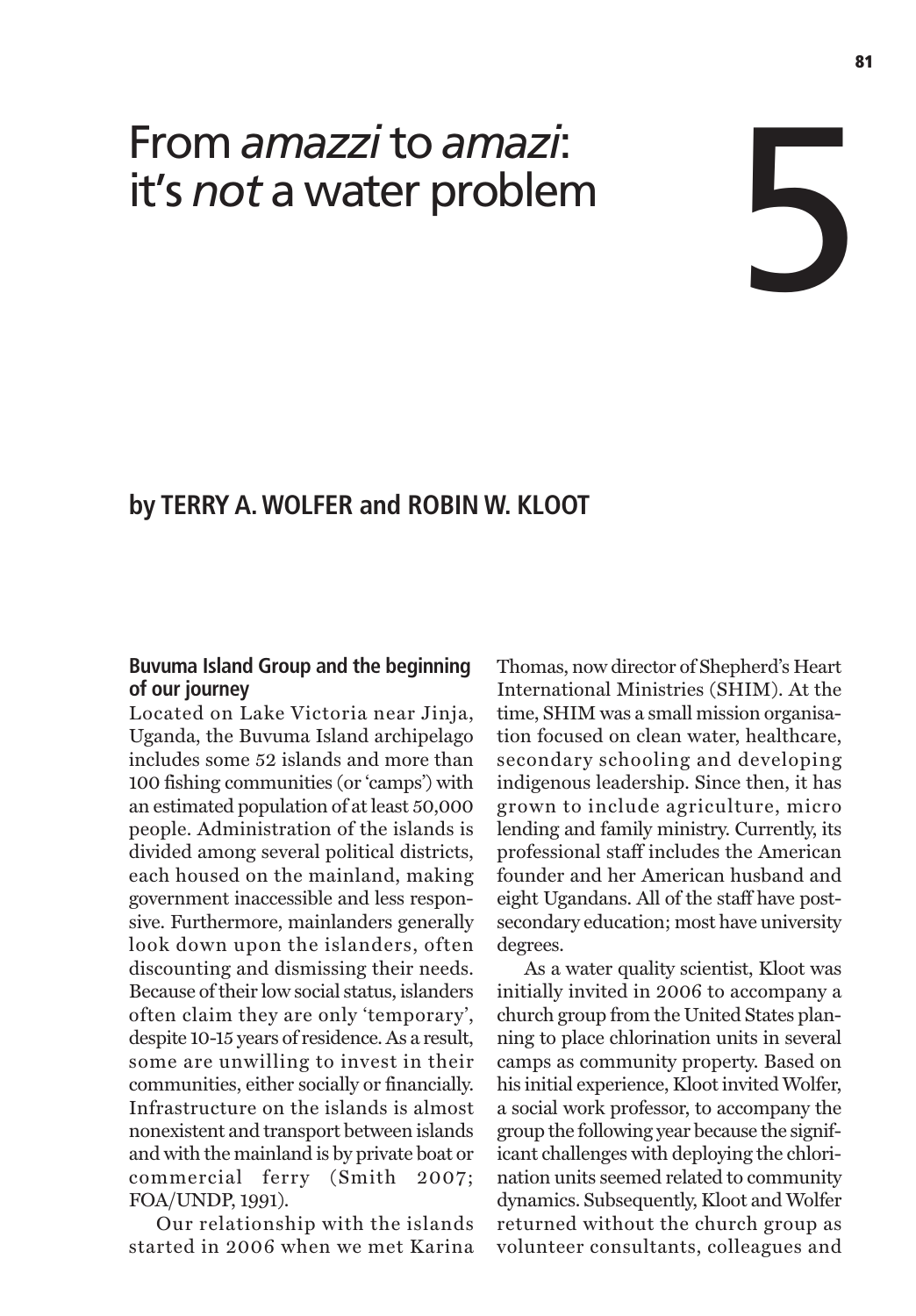# From *amazzi* to *amazi*: it's *not* a water problem

## 5

**by TERRY A. WOLFER and ROBIN W. KLOOT**

### Buvuma Island Group and the beginning of our journey

Located on Lake Victoria near Jinja, Uganda, the Buvuma Island archipelago includes some 52 islands and more than 100 fishing communities (or 'camps') with an estimated population of at least 50,000 people. Administration of the islands is divided among several political districts, each housed on the mainland, making government inaccessible and less responsive. Furthermore, mainlanders generally look down upon the islanders, often discounting and dismissing their needs. Because of their low social status, islanders often claim they are only 'temporary', despite 10-15 years of residence. As a result, some are unwilling to invest in their communities, either socially or financially. Infrastructure on the islands is almost nonexistent and transport between islands and with the mainland is by private boat or commercial ferry (Smith 2007; FOA/UNDP, 1991).

Our relationship with the islands started in 2006 when we met Karina Thomas, now director of Shepherd's Heart International Ministries (SHIM). At the time, SHIM was a small mission organisation focused on clean water, healthcare, secondary schooling and developing indigenous leadership. Since then, it has grown to include agriculture, micro lending and family ministry. Currently, its professional staff includes the American founder and her American husband and eight Ugandans. All of the staff have post-secondary education; most have university degrees.

As a water quality scientist, Kloot was initially invited in 2006 to accompany a church group from the United States planning to place chlorination units in several camps as community property. Based on his initial experience, Kloot invited Wolfer, a social work professor, to accompany the group the following year because the significant challenges with deploying the chlorination units seemed related to community dynamics. Subsequently, Kloot and Wolfer returned without the church group as volunteer consultants, colleagues and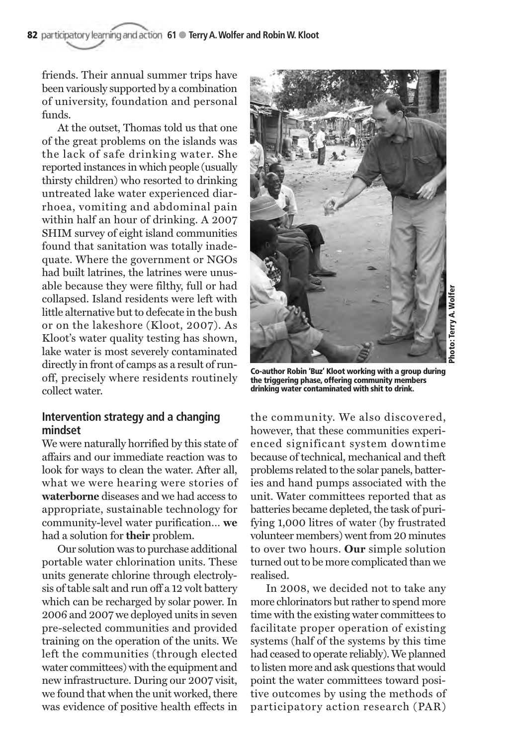friends. Their annual summer trips have been variously supported by a combination of university, foundation and personal funds.

At the outset, Thomas told us that one of the great problems on the islands was the lack of safe drinking water. She reported instances in which people (usually thirsty children) who resorted to drinking untreated lake water experienced diarrhoea, vomiting and abdominal pain within half an hour of drinking. A 2007 SHIM survey of eight island communities found that sanitation was totally inadequate. Where the government or NGOs had built latrines, the latrines were unusable because they were filthy, full or had collapsed. Island residents were left with little alternative but to defecate in the bush or on the lakeshore (Kloot, 2007). As Kloot's water quality testing has shown, lake water is most severely contaminated directly in front of camps as a result of runoff, precisely where residents routinely collect water.

Co-author Robin 'Buz' Kloot working with a group during the triggering phase, offering community members drinking water contaminated with shit to drink.

Photo: Terry A. Wolfer

## Intervention strategy and a changing mindset

We were naturally horrified by this state of affairs and our immediate reaction was to look for ways to clean the water. After all, what we were hearing were stories of **waterborne** diseases and we had access to appropriate, sustainable technology for community-level water purification… **we** had a solution for **their** problem.

Our solution was to purchase additional portable water chlorination units. These units generate chlorine through electrolysis of table salt and run off a 12 volt battery which can be recharged by solar power. In 2006 and 2007 we deployed units in seven pre-selected communities and provided training on the operation of the units. We left the communities (through elected water committees) with the equipment and new infrastructure. During our 2007 visit, we found that when the unit worked, there was evidence of positive health effects in the community. We also discovered, however, that these communities experienced significant system downtime because of technical, mechanical and theft problems related to the solar panels, batteries and hand pumps associated with the unit. Water committees reported that as batteries became depleted, the task of purifying 1,000 litres of water (by frustrated volunteer members) went from 20 minutes to over two hours. **Our** simple solution turned out to be more complicated than we realised.

In 2008, we decided not to take any more chlorinators but rather to spend more time with the existing water committees to facilitate proper operation of existing systems (half of the systems by this time had ceased to operate reliably). We planned to listen more and ask questions that would point the water committees toward positive outcomes by using the methods of participatory action research (PAR)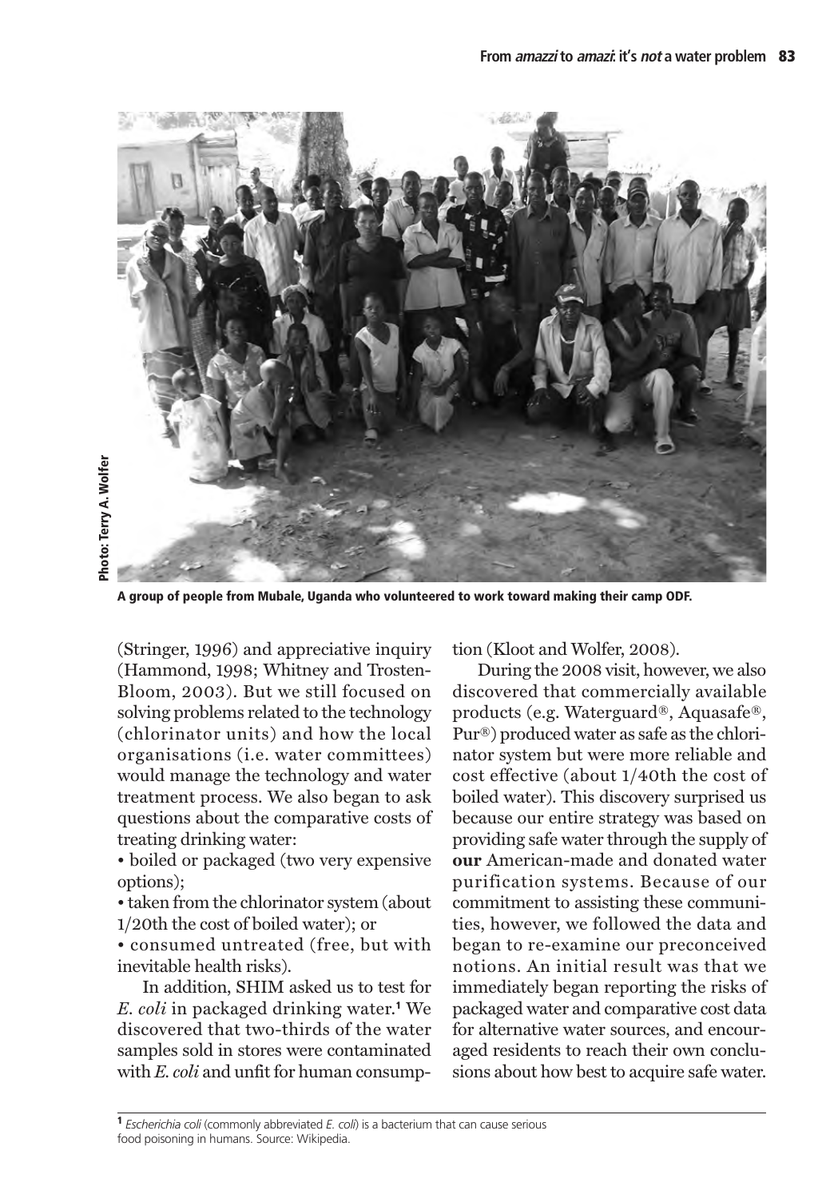Photo: Terry A. Wolfer

**A group of people from Mubale, Uganda who volunteered to work toward making their camp ODF.**

(Stringer, 1996) and appreciative inquiry (Hammond, 1998; Whitney and Trosten-Bloom, 2003). But we still focused on solving problems related to the technology (chlorinator units) and how the local organisations (i.e. water committees) would manage the technology and water treatment process. We also began to ask questions about the comparative costs of treating drinking water:

- boiled or packaged (two very expensive options);
- taken from the chlorinator system (about 1/20th the cost of boiled water); or
- consumed untreated (free, but with inevitable health risks).

In addition, SHIM asked us to test for *E. coli* in packaged drinking water.[1] We discovered that two-thirds of the water samples sold in stores were contaminated with *E. coli* and unfit for human consumption (Kloot and Wolfer, 2008).

During the 2008 visit, however, we also discovered that commercially available products (e.g. Waterguard®, Aquasafe®, Pur®) produced water as safe as the chlorinator system but were more reliable and cost effective (about 1/40th the cost of boiled water). This discovery surprised us because our entire strategy was based on providing safe water through the supply of **our** American-made and donated water purification systems. Because of our commitment to assisting these communities, however, we followed the data and began to re-examine our preconceived notions. An initial result was that we immediately began reporting the risks of packaged water and comparative cost data for alternative water sources, and encouraged residents to reach their own conclusions about how best to acquire safe water.

[1] *Escherichia coli* (commonly abbreviated *E. coli*) is a bacterium that can cause serious food poisoning in humans. Source: Wikipedia.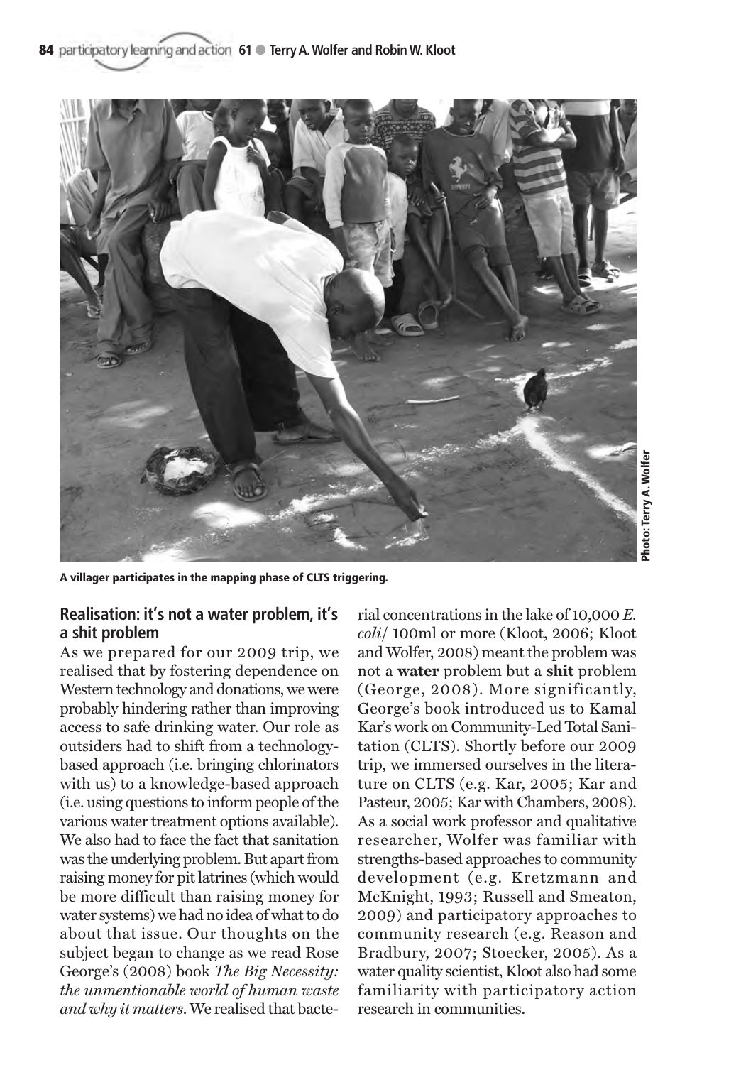A villager participates in the mapping phase of CLTS triggering.

## Realisation: it's not a water problem, it's a shit problem

As we prepared for our 2009 trip, we realised that by fostering dependence on Western technology and donations, we were probably hindering rather than improving access to safe drinking water. Our role as outsiders had to shift from a technology-based approach (i.e. bringing chlorinators with us) to a knowledge-based approach (i.e. using questions to inform people of the various water treatment options available). We also had to face the fact that sanitation was the underlying problem. But apart from raising money for pit latrines (which would be more difficult than raising money for water systems) we had no idea of what to do about that issue. Our thoughts on the subject began to change as we read Rose George's (2008) book *The Big Necessity: the unmentionable world of human waste and why it matters*. We realised that bacterial concentrations in the lake of 10,000 *E. coli*/ 100ml or more (Kloot, 2006; Kloot and Wolfer, 2008) meant the problem was not a **water** problem but a **shit** problem (George, 2008). More significantly, George's book introduced us to Kamal Kar's work on Community-Led Total Sanitation (CLTS). Shortly before our 2009 trip, we immersed ourselves in the literature on CLTS (e.g. Kar, 2005; Kar and Pasteur, 2005; Kar with Chambers, 2008). As a social work professor and qualitative researcher, Wolfer was familiar with strengths-based approaches to community development (e.g. Kretzmann and McKnight, 1993; Russell and Smeaton, 2009) and participatory approaches to community research (e.g. Reason and Bradbury, 2007; Stoecker, 2005). As a water quality scientist, Kloot also had some familiarity with participatory action research in communities.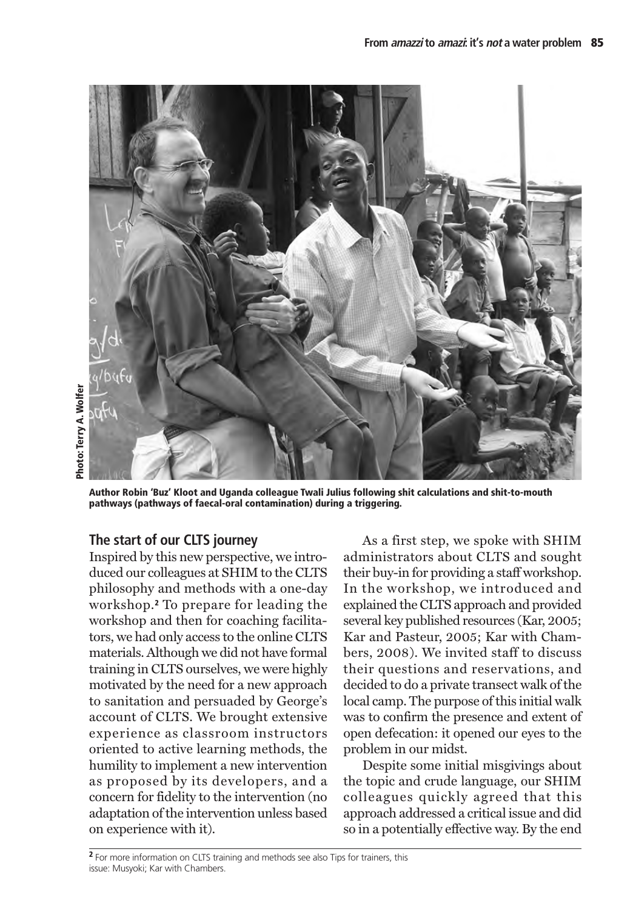Author Robin 'Buz' Kloot and Uganda colleague Twali Julius following shit calculations and shit-to-mouth pathways (pathways of faecal-oral contamination) during a triggering.

Photo: Terry A. Wolfer

## The start of our CLTS journey

Inspired by this new perspective, we introduced our colleagues at SHIM to the CLTS philosophy and methods with a one-day workshop.[2] To prepare for leading the workshop and then for coaching facilitators, we had only access to the online CLTS materials. Although we did not have formal training in CLTS ourselves, we were highly motivated by the need for a new approach to sanitation and persuaded by George's account of CLTS. We brought extensive experience as classroom instructors oriented to active learning methods, the humility to implement a new intervention as proposed by its developers, and a concern for fidelity to the intervention (no adaptation of the intervention unless based on experience with it).

As a first step, we spoke with SHIM administrators about CLTS and sought their buy-in for providing a staff workshop. In the workshop, we introduced and explained the CLTS approach and provided several key published resources (Kar, 2005; Kar and Pasteur, 2005; Kar with Chambers, 2008). We invited staff to discuss their questions and reservations, and decided to do a private transect walk of the local camp. The purpose of this initial walk was to confirm the presence and extent of open defecation: it opened our eyes to the problem in our midst.

Despite some initial misgivings about the topic and crude language, our SHIM colleagues quickly agreed that this approach addressed a critical issue and did so in a potentially effective way. By the end

[2] For more information on CLTS training and methods see also Tips for trainers, this issue: Musyoki; Kar with Chambers.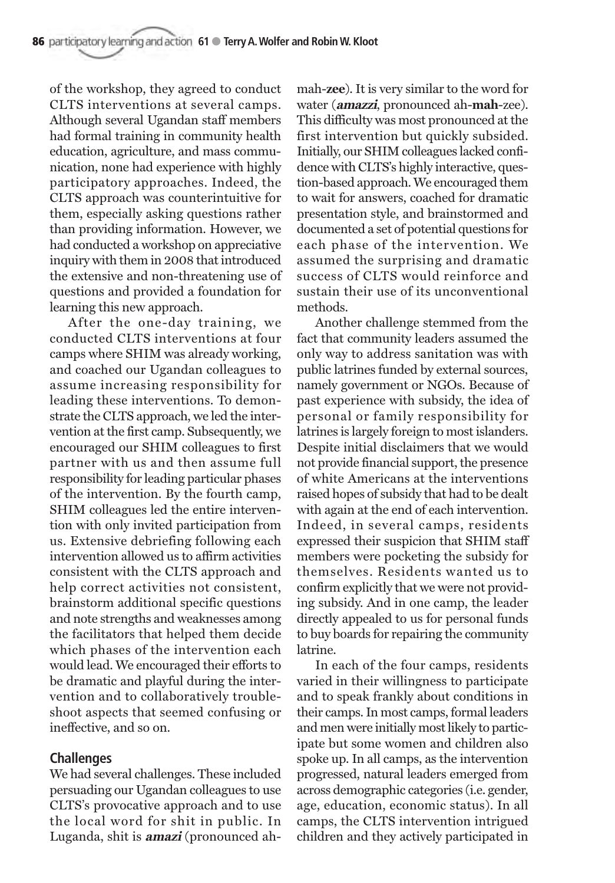of the workshop, they agreed to conduct CLTS interventions at several camps. Although several Ugandan staff members had formal training in community health education, agriculture, and mass communication, none had experience with highly participatory approaches. Indeed, the CLTS approach was counterintuitive for them, especially asking questions rather than providing information. However, we had conducted a workshop on appreciative inquiry with them in 2008 that introduced the extensive and non-threatening use of questions and provided a foundation for learning this new approach.

After the one-day training, we conducted CLTS interventions at four camps where SHIM was already working, and coached our Ugandan colleagues to assume increasing responsibility for leading these interventions. To demonstrate the CLTS approach, we led the intervention at the first camp. Subsequently, we encouraged our SHIM colleagues to first partner with us and then assume full responsibility for leading particular phases of the intervention. By the fourth camp, SHIM colleagues led the entire intervention with only invited participation from us. Extensive debriefing following each intervention allowed us to affirm activities consistent with the CLTS approach and help correct activities not consistent, brainstorm additional specific questions and note strengths and weaknesses among the facilitators that helped them decide which phases of the intervention each would lead. We encouraged their efforts to be dramatic and playful during the intervention and to collaboratively troubleshoot aspects that seemed confusing or ineffective, and so on.

## Challenges

We had several challenges. These included persuading our Ugandan colleagues to use CLTS's provocative approach and to use the local word for shit in public. In Luganda, shit is ***amazi*** (pronounced ah-mah-**zee**). It is very similar to the word for water (***amazzi***, pronounced ah-**mah**-zee). This difficulty was most pronounced at the first intervention but quickly subsided. Initially, our SHIM colleagues lacked confidence with CLTS's highly interactive, question-based approach. We encouraged them to wait for answers, coached for dramatic presentation style, and brainstormed and documented a set of potential questions for each phase of the intervention. We assumed the surprising and dramatic success of CLTS would reinforce and sustain their use of its unconventional methods.

Another challenge stemmed from the fact that community leaders assumed the only way to address sanitation was with public latrines funded by external sources, namely government or NGOs. Because of past experience with subsidy, the idea of personal or family responsibility for latrines is largely foreign to most islanders. Despite initial disclaimers that we would not provide financial support, the presence of white Americans at the interventions raised hopes of subsidy that had to be dealt with again at the end of each intervention. Indeed, in several camps, residents expressed their suspicion that SHIM staff members were pocketing the subsidy for themselves. Residents wanted us to confirm explicitly that we were not providing subsidy. And in one camp, the leader directly appealed to us for personal funds to buy boards for repairing the community latrine.

In each of the four camps, residents varied in their willingness to participate and to speak frankly about conditions in their camps. In most camps, formal leaders and men were initially most likely to participate but some women and children also spoke up. In all camps, as the intervention progressed, natural leaders emerged from across demographic categories (i.e. gender, age, education, economic status). In all camps, the CLTS intervention intrigued children and they actively participated in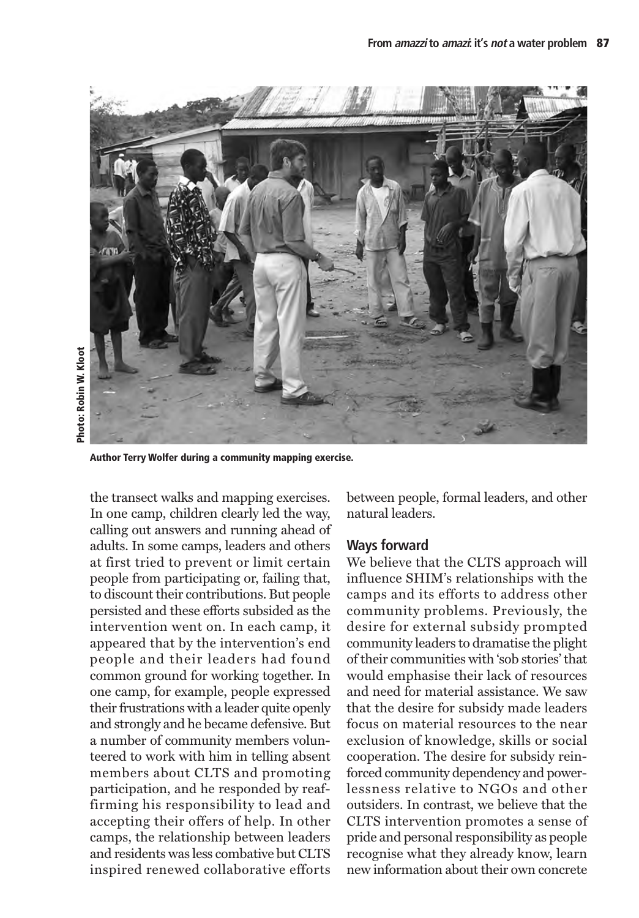Photo: Robin W. Kloot

**Author Terry Wolfer during a community mapping exercise.**

the transect walks and mapping exercises. In one camp, children clearly led the way, calling out answers and running ahead of adults. In some camps, leaders and others at first tried to prevent or limit certain people from participating or, failing that, to discount their contributions. But people persisted and these efforts subsided as the intervention went on. In each camp, it appeared that by the intervention's end people and their leaders had found common ground for working together. In one camp, for example, people expressed their frustrations with a leader quite openly and strongly and he became defensive. But a number of community members volunteered to work with him in telling absent members about CLTS and promoting participation, and he responded by reaffirming his responsibility to lead and accepting their offers of help. In other camps, the relationship between leaders and residents was less combative but CLTS inspired renewed collaborative efforts between people, formal leaders, and other natural leaders.

## Ways forward

We believe that the CLTS approach will influence SHIM's relationships with the camps and its efforts to address other community problems. Previously, the desire for external subsidy prompted community leaders to dramatise the plight of their communities with 'sob stories' that would emphasise their lack of resources and need for material assistance. We saw that the desire for subsidy made leaders focus on material resources to the near exclusion of knowledge, skills or social cooperation. The desire for subsidy reinforced community dependency and powerlessness relative to NGOs and other outsiders. In contrast, we believe that the CLTS intervention promotes a sense of pride and personal responsibility as people recognise what they already know, learn new information about their own concrete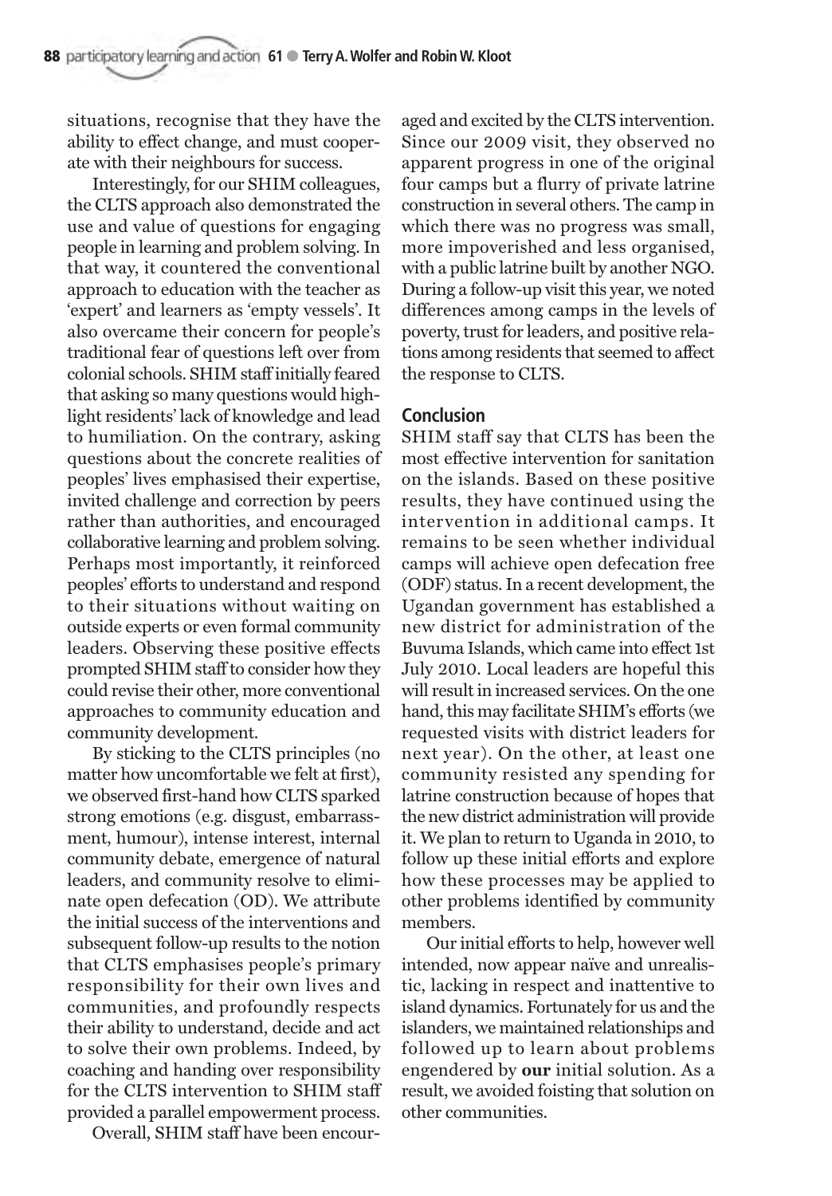situations, recognise that they have the ability to effect change, and must cooperate with their neighbours for success.

Interestingly, for our SHIM colleagues, the CLTS approach also demonstrated the use and value of questions for engaging people in learning and problem solving. In that way, it countered the conventional approach to education with the teacher as 'expert' and learners as 'empty vessels'. It also overcame their concern for people's traditional fear of questions left over from colonial schools. SHIM staff initially feared that asking so many questions would highlight residents' lack of knowledge and lead to humiliation. On the contrary, asking questions about the concrete realities of peoples' lives emphasised their expertise, invited challenge and correction by peers rather than authorities, and encouraged collaborative learning and problem solving. Perhaps most importantly, it reinforced peoples' efforts to understand and respond to their situations without waiting on outside experts or even formal community leaders. Observing these positive effects prompted SHIM staff to consider how they could revise their other, more conventional approaches to community education and community development.

By sticking to the CLTS principles (no matter how uncomfortable we felt at first), we observed first-hand how CLTS sparked strong emotions (e.g. disgust, embarrassment, humour), intense interest, internal community debate, emergence of natural leaders, and community resolve to eliminate open defecation (OD). We attribute the initial success of the interventions and subsequent follow-up results to the notion that CLTS emphasises people's primary responsibility for their own lives and communities, and profoundly respects their ability to understand, decide and act to solve their own problems. Indeed, by coaching and handing over responsibility for the CLTS intervention to SHIM staff provided a parallel empowerment process.

Overall, SHIM staff have been encouraged and excited by the CLTS intervention. Since our 2009 visit, they observed no apparent progress in one of the original four camps but a flurry of private latrine construction in several others. The camp in which there was no progress was small, more impoverished and less organised, with a public latrine built by another NGO. During a follow-up visit this year, we noted differences among camps in the levels of poverty, trust for leaders, and positive relations among residents that seemed to affect the response to CLTS.

## Conclusion

SHIM staff say that CLTS has been the most effective intervention for sanitation on the islands. Based on these positive results, they have continued using the intervention in additional camps. It remains to be seen whether individual camps will achieve open defecation free (ODF) status. In a recent development, the Ugandan government has established a new district for administration of the Buvuma Islands, which came into effect 1st July 2010. Local leaders are hopeful this will result in increased services. On the one hand, this may facilitate SHIM's efforts (we requested visits with district leaders for next year). On the other, at least one community resisted any spending for latrine construction because of hopes that the new district administration will provide it. We plan to return to Uganda in 2010, to follow up these initial efforts and explore how these processes may be applied to other problems identified by community members.

Our initial efforts to help, however well intended, now appear naïve and unrealistic, lacking in respect and inattentive to island dynamics. Fortunately for us and the islanders, we maintained relationships and followed up to learn about problems engendered by **our** initial solution. As a result, we avoided foisting that solution on other communities.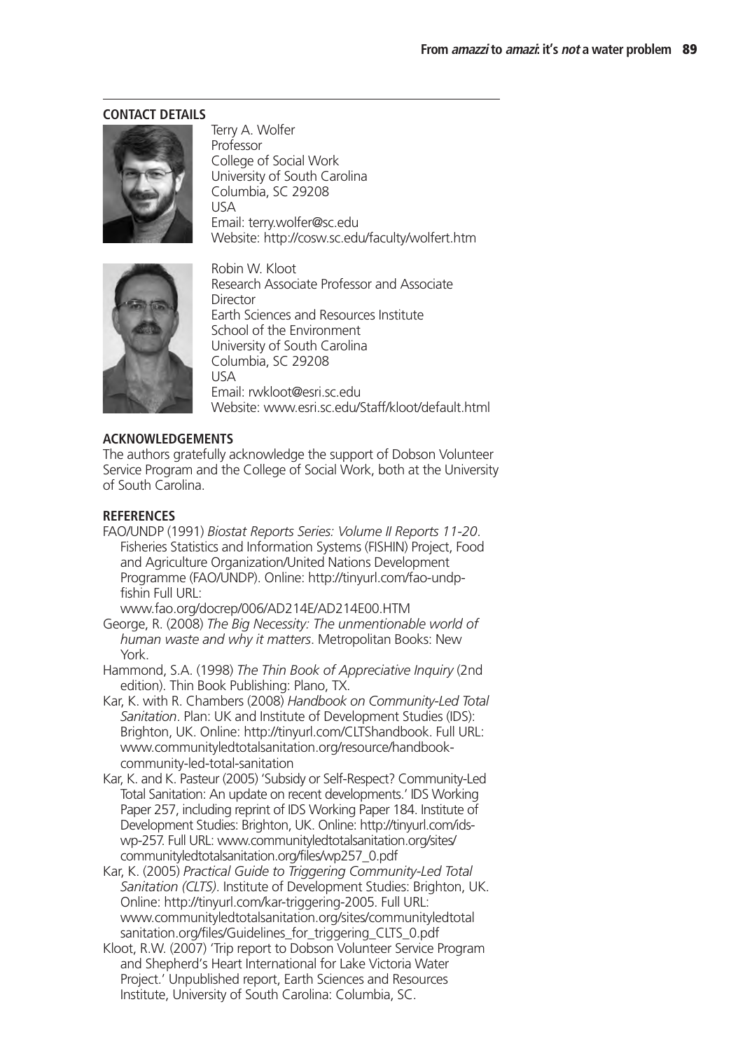## CONTACT DETAILS

Terry A. Wolfer
Professor
College of Social Work
University of South Carolina
Columbia, SC 29208
USA
Email: terry.wolfer@sc.edu
Website: http://cosw.sc.edu/faculty/wolfert.htm

Robin W. Kloot
Research Associate Professor and Associate Director
Earth Sciences and Resources Institute
School of the Environment
University of South Carolina
Columbia, SC 29208
USA
Email: rwkloot@esri.sc.edu
Website: www.esri.sc.edu/Staff/kloot/default.html

## ACKNOWLEDGEMENTS

The authors gratefully acknowledge the support of Dobson Volunteer Service Program and the College of Social Work, both at the University of South Carolina.

## REFERENCES

FAO/UNDP (1991) *Biostat Reports Series: Volume II Reports 11-20*. Fisheries Statistics and Information Systems (FISHIN) Project, Food and Agriculture Organization/United Nations Development Programme (FAO/UNDP). Online: http://tinyurl.com/fao-undp-fishin Full URL: www.fao.org/docrep/006/AD214E/AD214E00.HTM

George, R. (2008) *The Big Necessity: The unmentionable world of human waste and why it matters*. Metropolitan Books: New York.

Hammond, S.A. (1998) *The Thin Book of Appreciative Inquiry* (2nd edition). Thin Book Publishing: Plano, TX.

Kar, K. with R. Chambers (2008) *Handbook on Community-Led Total Sanitation*. Plan: UK and Institute of Development Studies (IDS): Brighton, UK. Online: http://tinyurl.com/CLTShandbook. Full URL: www.communityledtotalsanitation.org/resource/handbook-community-led-total-sanitation

Kar, K. and K. Pasteur (2005) 'Subsidy or Self-Respect? Community-Led Total Sanitation: An update on recent developments.' IDS Working Paper 257, including reprint of IDS Working Paper 184. Institute of Development Studies: Brighton, UK. Online: http://tinyurl.com/ids-wp-257. Full URL: www.communityledtotalsanitation.org/sites/communityledtotalsanitation.org/files/wp257_0.pdf

Kar, K. (2005) *Practical Guide to Triggering Community-Led Total Sanitation (CLTS)*. Institute of Development Studies: Brighton, UK. Online: http://tinyurl.com/kar-triggering-2005. Full URL: www.communityledtotalsanitation.org/sites/communityledtotalsanitation.org/files/Guidelines_for_triggering_CLTS_0.pdf

Kloot, R.W. (2007) 'Trip report to Dobson Volunteer Service Program and Shepherd's Heart International for Lake Victoria Water Project.' Unpublished report, Earth Sciences and Resources Institute, University of South Carolina: Columbia, SC.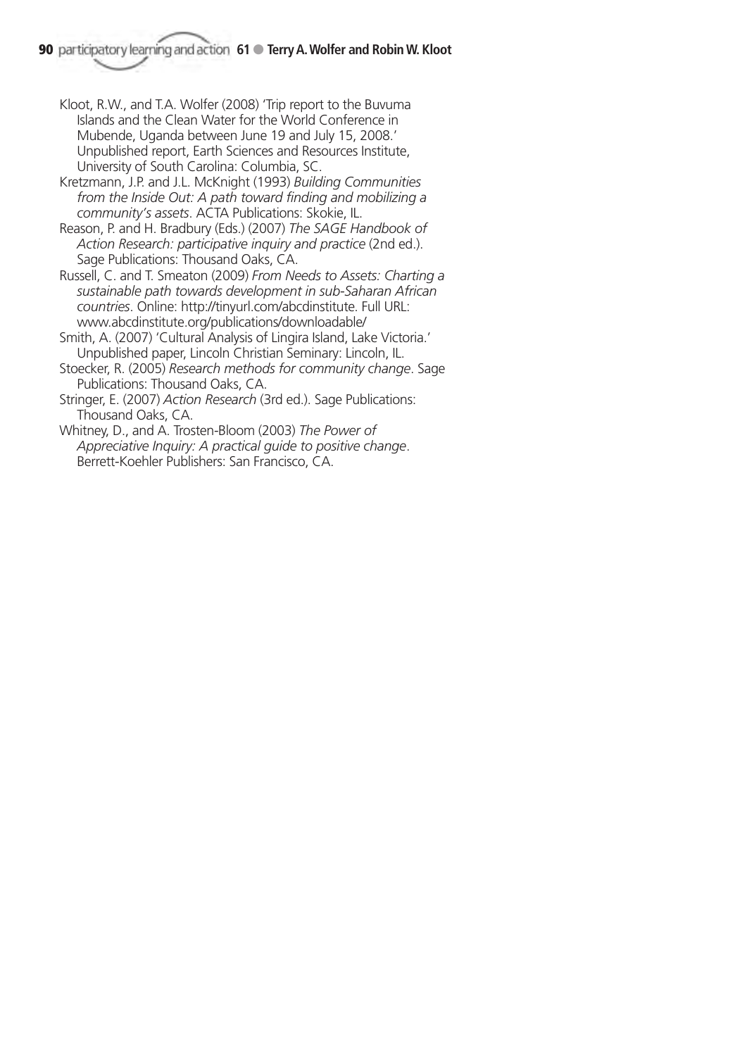Kloot, R.W., and T.A. Wolfer (2008) 'Trip report to the Buvuma Islands and the Clean Water for the World Conference in Mubende, Uganda between June 19 and July 15, 2008.' Unpublished report, Earth Sciences and Resources Institute, University of South Carolina: Columbia, SC.

Kretzmann, J.P. and J.L. McKnight (1993) *Building Communities from the Inside Out: A path toward finding and mobilizing a community's assets*. ACTA Publications: Skokie, IL.

Reason, P. and H. Bradbury (Eds.) (2007) *The SAGE Handbook of Action Research: participative inquiry and practice* (2nd ed.). Sage Publications: Thousand Oaks, CA.

Russell, C. and T. Smeaton (2009) *From Needs to Assets: Charting a sustainable path towards development in sub-Saharan African countries*. Online: http://tinyurl.com/abcdinstitute. Full URL: www.abcdinstitute.org/publications/downloadable/

Smith, A. (2007) 'Cultural Analysis of Lingira Island, Lake Victoria.' Unpublished paper, Lincoln Christian Seminary: Lincoln, IL.

Stoecker, R. (2005) *Research methods for community change*. Sage Publications: Thousand Oaks, CA.

Stringer, E. (2007) *Action Research* (3rd ed.). Sage Publications: Thousand Oaks, CA.

Whitney, D., and A. Trosten-Bloom (2003) *The Power of Appreciative Inquiry: A practical guide to positive change*. Berrett-Koehler Publishers: San Francisco, CA.